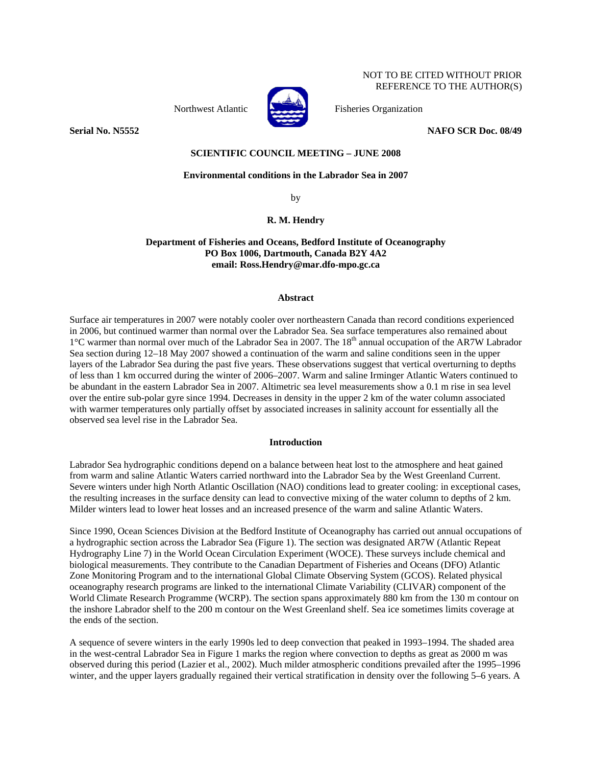NOT TO BE CITED WITHOUT PRIOR REFERENCE TO THE AUTHOR(S)

Northwest Atlantic Fisheries Organization

**Serial No. N5552** **NAFO SCR Doc. 08/49**

**SCIENTIFIC COUNCIL MEETING – JUNE 2008**

# Environmental conditions in the Labrador Sea in 2007

by

**R. M. Hendry**

**Department of Fisheries and Oceans, Bedford Institute of Oceanography**
**PO Box 1006, Dartmouth, Canada B2Y 4A2**
**email: Ross.Hendry@mar.dfo-mpo.gc.ca**

## Abstract

Surface air temperatures in 2007 were notably cooler over northeastern Canada than record conditions experienced in 2006, but continued warmer than normal over the Labrador Sea. Sea surface temperatures also remained about 1°C warmer than normal over much of the Labrador Sea in 2007. The 18th annual occupation of the AR7W Labrador Sea section during 12–18 May 2007 showed a continuation of the warm and saline conditions seen in the upper layers of the Labrador Sea during the past five years. These observations suggest that vertical overturning to depths of less than 1 km occurred during the winter of 2006–2007. Warm and saline Irminger Atlantic Waters continued to be abundant in the eastern Labrador Sea in 2007. Altimetric sea level measurements show a 0.1 m rise in sea level over the entire sub-polar gyre since 1994. Decreases in density in the upper 2 km of the water column associated with warmer temperatures only partially offset by associated increases in salinity account for essentially all the observed sea level rise in the Labrador Sea.

## Introduction

Labrador Sea hydrographic conditions depend on a balance between heat lost to the atmosphere and heat gained from warm and saline Atlantic Waters carried northward into the Labrador Sea by the West Greenland Current. Severe winters under high North Atlantic Oscillation (NAO) conditions lead to greater cooling: in exceptional cases, the resulting increases in the surface density can lead to convective mixing of the water column to depths of 2 km. Milder winters lead to lower heat losses and an increased presence of the warm and saline Atlantic Waters.

Since 1990, Ocean Sciences Division at the Bedford Institute of Oceanography has carried out annual occupations of a hydrographic section across the Labrador Sea (Figure 1). The section was designated AR7W (Atlantic Repeat Hydrography Line 7) in the World Ocean Circulation Experiment (WOCE). These surveys include chemical and biological measurements. They contribute to the Canadian Department of Fisheries and Oceans (DFO) Atlantic Zone Monitoring Program and to the international Global Climate Observing System (GCOS). Related physical oceanography research programs are linked to the international Climate Variability (CLIVAR) component of the World Climate Research Programme (WCRP). The section spans approximately 880 km from the 130 m contour on the inshore Labrador shelf to the 200 m contour on the West Greenland shelf. Sea ice sometimes limits coverage at the ends of the section.

A sequence of severe winters in the early 1990s led to deep convection that peaked in 1993–1994. The shaded area in the west-central Labrador Sea in Figure 1 marks the region where convection to depths as great as 2000 m was observed during this period (Lazier et al., 2002). Much milder atmospheric conditions prevailed after the 1995–1996 winter, and the upper layers gradually regained their vertical stratification in density over the following 5–6 years. A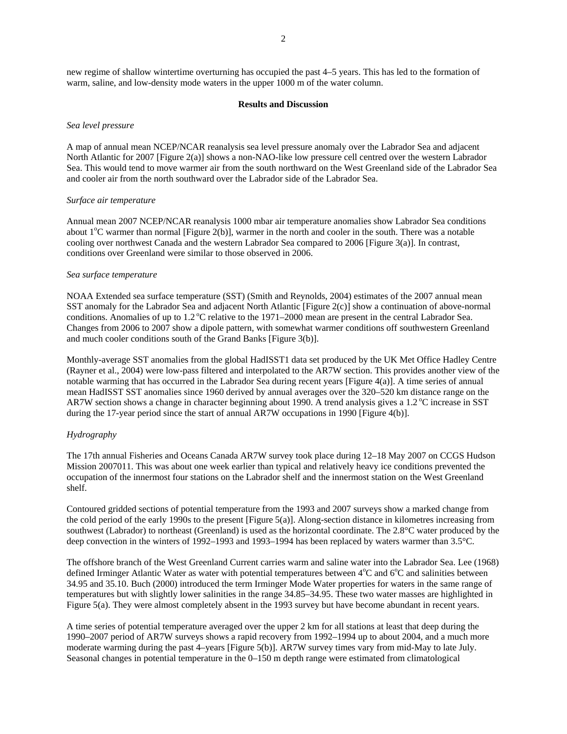new regime of shallow wintertime overturning has occupied the past 4–5 years. This has led to the formation of warm, saline, and low-density mode waters in the upper 1000 m of the water column.

## Results and Discussion

### *Sea level pressure*

A map of annual mean NCEP/NCAR reanalysis sea level pressure anomaly over the Labrador Sea and adjacent North Atlantic for 2007 [Figure 2(a)] shows a non-NAO-like low pressure cell centred over the western Labrador Sea. This would tend to move warmer air from the south northward on the West Greenland side of the Labrador Sea and cooler air from the north southward over the Labrador side of the Labrador Sea.

### *Surface air temperature*

Annual mean 2007 NCEP/NCAR reanalysis 1000 mbar air temperature anomalies show Labrador Sea conditions about 1°C warmer than normal [Figure 2(b)], warmer in the north and cooler in the south. There was a notable cooling over northwest Canada and the western Labrador Sea compared to 2006 [Figure 3(a)]. In contrast, conditions over Greenland were similar to those observed in 2006.

### *Sea surface temperature*

NOAA Extended sea surface temperature (SST) (Smith and Reynolds, 2004) estimates of the 2007 annual mean SST anomaly for the Labrador Sea and adjacent North Atlantic [Figure 2(c)] show a continuation of above-normal conditions. Anomalies of up to 1.2 °C relative to the 1971–2000 mean are present in the central Labrador Sea. Changes from 2006 to 2007 show a dipole pattern, with somewhat warmer conditions off southwestern Greenland and much cooler conditions south of the Grand Banks [Figure 3(b)].

Monthly-average SST anomalies from the global HadISST1 data set produced by the UK Met Office Hadley Centre (Rayner et al., 2004) were low-pass filtered and interpolated to the AR7W section. This provides another view of the notable warming that has occurred in the Labrador Sea during recent years [Figure 4(a)]. A time series of annual mean HadISST SST anomalies since 1960 derived by annual averages over the 320–520 km distance range on the AR7W section shows a change in character beginning about 1990. A trend analysis gives a 1.2 °C increase in SST during the 17-year period since the start of annual AR7W occupations in 1990 [Figure 4(b)].

### *Hydrography*

The 17th annual Fisheries and Oceans Canada AR7W survey took place during 12–18 May 2007 on CCGS Hudson Mission 2007011. This was about one week earlier than typical and relatively heavy ice conditions prevented the occupation of the innermost four stations on the Labrador shelf and the innermost station on the West Greenland shelf.

Contoured gridded sections of potential temperature from the 1993 and 2007 surveys show a marked change from the cold period of the early 1990s to the present [Figure 5(a)]. Along-section distance in kilometres increasing from southwest (Labrador) to northeast (Greenland) is used as the horizontal coordinate. The 2.8°C water produced by the deep convection in the winters of 1992–1993 and 1993–1994 has been replaced by waters warmer than 3.5°C.

The offshore branch of the West Greenland Current carries warm and saline water into the Labrador Sea. Lee (1968) defined Irminger Atlantic Water as water with potential temperatures between 4°C and 6°C and salinities between 34.95 and 35.10. Buch (2000) introduced the term Irminger Mode Water properties for waters in the same range of temperatures but with slightly lower salinities in the range 34.85–34.95. These two water masses are highlighted in Figure 5(a). They were almost completely absent in the 1993 survey but have become abundant in recent years.

A time series of potential temperature averaged over the upper 2 km for all stations at least that deep during the 1990–2007 period of AR7W surveys shows a rapid recovery from 1992–1994 up to about 2004, and a much more moderate warming during the past 4–years [Figure 5(b)]. AR7W survey times vary from mid-May to late July. Seasonal changes in potential temperature in the 0–150 m depth range were estimated from climatological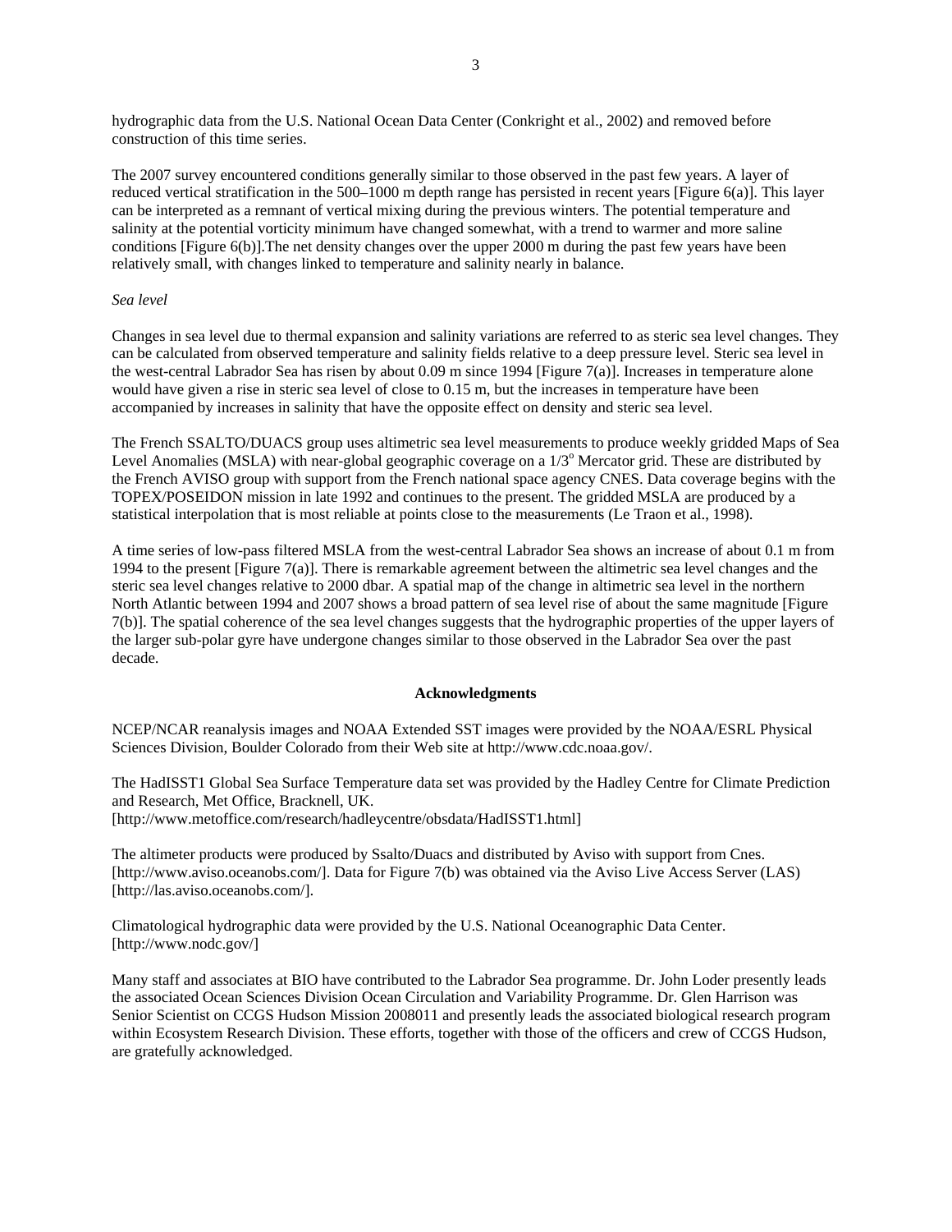hydrographic data from the U.S. National Ocean Data Center (Conkright et al., 2002) and removed before construction of this time series.

The 2007 survey encountered conditions generally similar to those observed in the past few years. A layer of reduced vertical stratification in the 500–1000 m depth range has persisted in recent years [Figure 6(a)]. This layer can be interpreted as a remnant of vertical mixing during the previous winters. The potential temperature and salinity at the potential vorticity minimum have changed somewhat, with a trend to warmer and more saline conditions [Figure 6(b)].The net density changes over the upper 2000 m during the past few years have been relatively small, with changes linked to temperature and salinity nearly in balance.

*Sea level*

Changes in sea level due to thermal expansion and salinity variations are referred to as steric sea level changes. They can be calculated from observed temperature and salinity fields relative to a deep pressure level. Steric sea level in the west-central Labrador Sea has risen by about 0.09 m since 1994 [Figure 7(a)]. Increases in temperature alone would have given a rise in steric sea level of close to 0.15 m, but the increases in temperature have been accompanied by increases in salinity that have the opposite effect on density and steric sea level.

The French SSALTO/DUACS group uses altimetric sea level measurements to produce weekly gridded Maps of Sea Level Anomalies (MSLA) with near-global geographic coverage on a $1/3^{o}$ Mercator grid. These are distributed by the French AVISO group with support from the French national space agency CNES. Data coverage begins with the TOPEX/POSEIDON mission in late 1992 and continues to the present. The gridded MSLA are produced by a statistical interpolation that is most reliable at points close to the measurements (Le Traon et al., 1998).

A time series of low-pass filtered MSLA from the west-central Labrador Sea shows an increase of about 0.1 m from 1994 to the present [Figure 7(a)]. There is remarkable agreement between the altimetric sea level changes and the steric sea level changes relative to 2000 dbar. A spatial map of the change in altimetric sea level in the northern North Atlantic between 1994 and 2007 shows a broad pattern of sea level rise of about the same magnitude [Figure 7(b)]. The spatial coherence of the sea level changes suggests that the hydrographic properties of the upper layers of the larger sub-polar gyre have undergone changes similar to those observed in the Labrador Sea over the past decade.

## Acknowledgments

NCEP/NCAR reanalysis images and NOAA Extended SST images were provided by the NOAA/ESRL Physical Sciences Division, Boulder Colorado from their Web site at http://www.cdc.noaa.gov/.

The HadISST1 Global Sea Surface Temperature data set was provided by the Hadley Centre for Climate Prediction and Research, Met Office, Bracknell, UK.
[http://www.metoffice.com/research/hadleycentre/obsdata/HadISST1.html]

The altimeter products were produced by Ssalto/Duacs and distributed by Aviso with support from Cnes. [http://www.aviso.oceanobs.com/]. Data for Figure 7(b) was obtained via the Aviso Live Access Server (LAS) [http://las.aviso.oceanobs.com/].

Climatological hydrographic data were provided by the U.S. National Oceanographic Data Center. [http://www.nodc.gov/]

Many staff and associates at BIO have contributed to the Labrador Sea programme. Dr. John Loder presently leads the associated Ocean Sciences Division Ocean Circulation and Variability Programme. Dr. Glen Harrison was Senior Scientist on CCGS Hudson Mission 2008011 and presently leads the associated biological research program within Ecosystem Research Division. These efforts, together with those of the officers and crew of CCGS Hudson, are gratefully acknowledged.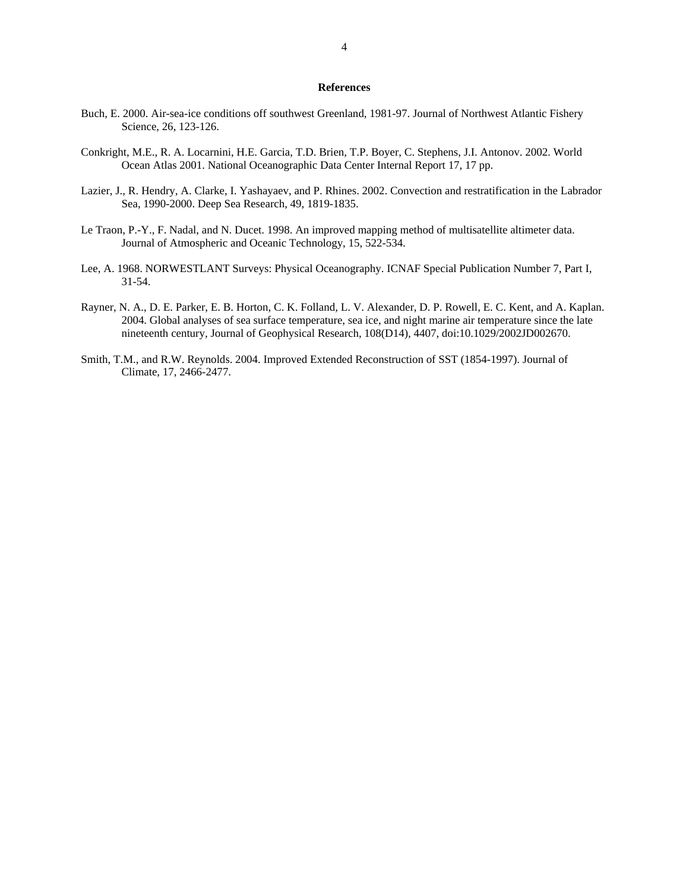## References

Buch, E. 2000. Air-sea-ice conditions off southwest Greenland, 1981-97. Journal of Northwest Atlantic Fishery Science, 26, 123-126.

Conkright, M.E., R. A. Locarnini, H.E. Garcia, T.D. Brien, T.P. Boyer, C. Stephens, J.I. Antonov. 2002. World Ocean Atlas 2001. National Oceanographic Data Center Internal Report 17, 17 pp.

Lazier, J., R. Hendry, A. Clarke, I. Yashayaev, and P. Rhines. 2002. Convection and restratification in the Labrador Sea, 1990-2000. Deep Sea Research, 49, 1819-1835.

Le Traon, P.-Y., F. Nadal, and N. Ducet. 1998. An improved mapping method of multisatellite altimeter data. Journal of Atmospheric and Oceanic Technology, 15, 522-534.

Lee, A. 1968. NORWESTLANT Surveys: Physical Oceanography. ICNAF Special Publication Number 7, Part I, 31-54.

Rayner, N. A., D. E. Parker, E. B. Horton, C. K. Folland, L. V. Alexander, D. P. Rowell, E. C. Kent, and A. Kaplan. 2004. Global analyses of sea surface temperature, sea ice, and night marine air temperature since the late nineteenth century, Journal of Geophysical Research, 108(D14), 4407, doi:10.1029/2002JD002670.

Smith, T.M., and R.W. Reynolds. 2004. Improved Extended Reconstruction of SST (1854-1997). Journal of Climate, 17, 2466-2477.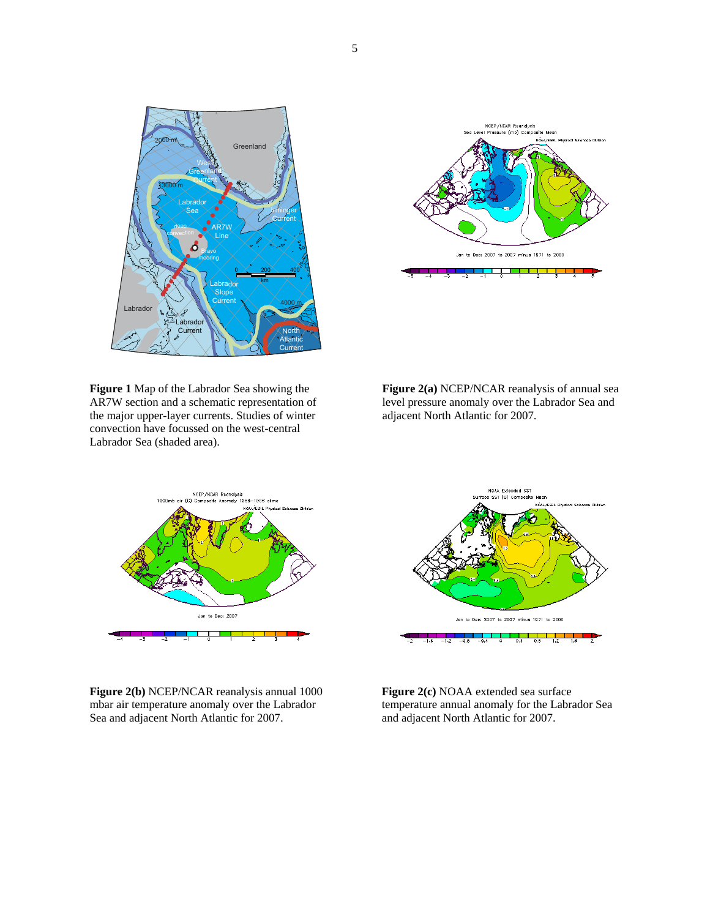**Figure 1** Map of the Labrador Sea showing the AR7W section and a schematic representation of the major upper-layer currents. Studies of winter convection have focussed on the west-central Labrador Sea (shaded area).

**Figure 2(a)** NCEP/NCAR reanalysis of annual sea level pressure anomaly over the Labrador Sea and adjacent North Atlantic for 2007.

**Figure 2(b)** NCEP/NCAR reanalysis annual 1000 mbar air temperature anomaly over the Labrador Sea and adjacent North Atlantic for 2007.

**Figure 2(c)** NOAA extended sea surface temperature annual anomaly for the Labrador Sea and adjacent North Atlantic for 2007.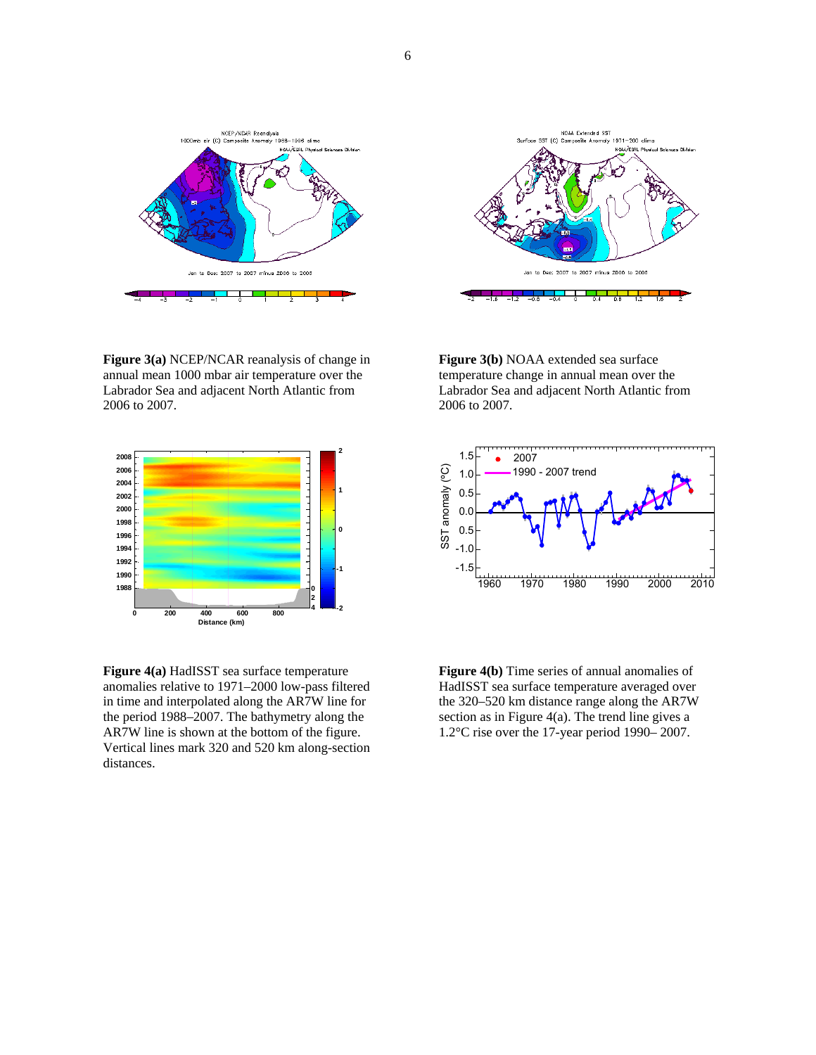**Figure 3(a)** NCEP/NCAR reanalysis of change in annual mean 1000 mbar air temperature over the Labrador Sea and adjacent North Atlantic from 2006 to 2007.

**Figure 3(b)** NOAA extended sea surface temperature change in annual mean over the Labrador Sea and adjacent North Atlantic from 2006 to 2007.

**Figure 4(a)** HadISST sea surface temperature anomalies relative to 1971–2000 low-pass filtered in time and interpolated along the AR7W line for the period 1988–2007. The bathymetry along the AR7W line is shown at the bottom of the figure. Vertical lines mark 320 and 520 km along-section distances.

**Figure 4(b)** Time series of annual anomalies of HadISST sea surface temperature averaged over the 320–520 km distance range along the AR7W section as in Figure 4(a). The trend line gives a 1.2°C rise over the 17-year period 1990– 2007.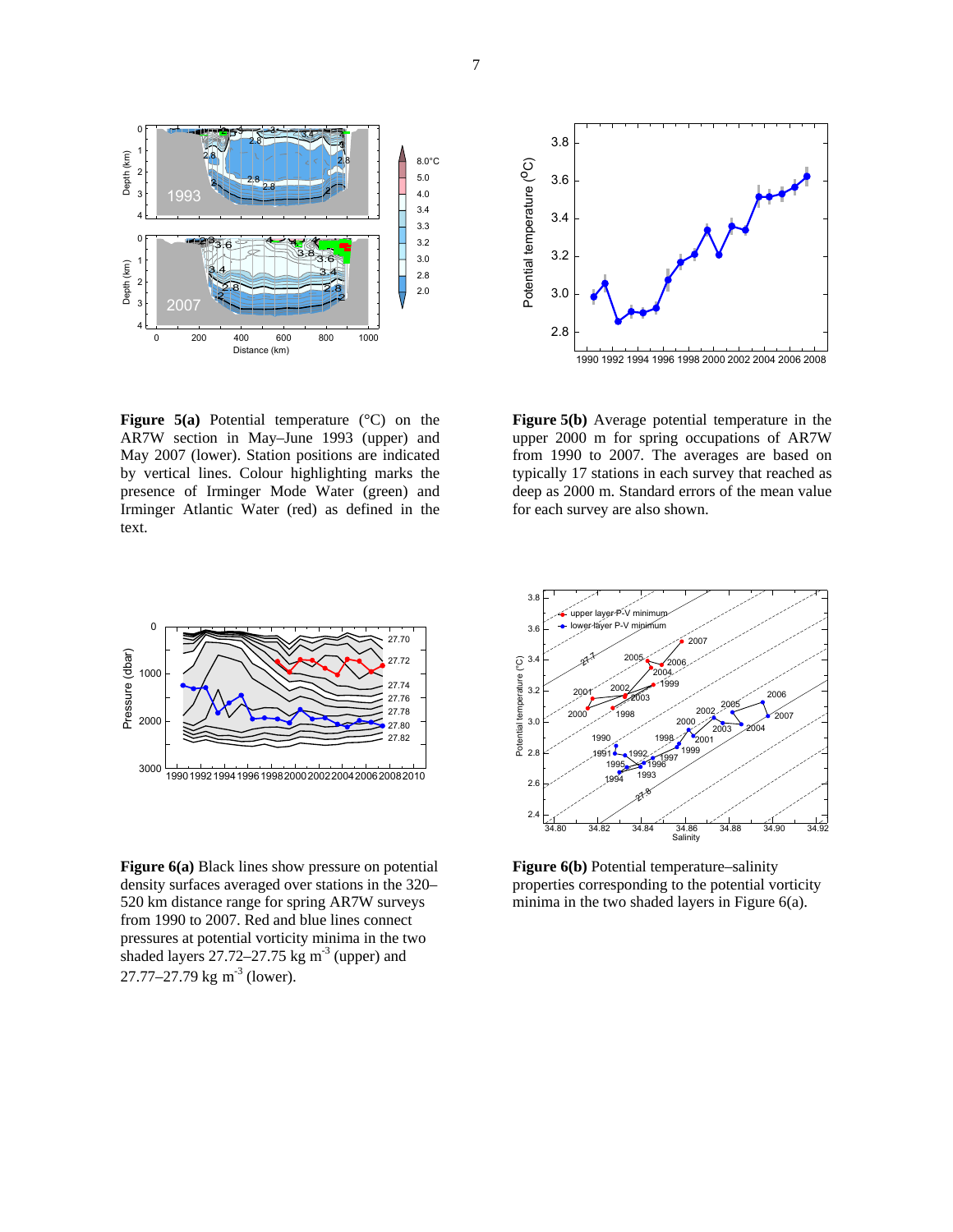**Figure 5(a)** Potential temperature (°C) on the AR7W section in May–June 1993 (upper) and May 2007 (lower). Station positions are indicated by vertical lines. Colour highlighting marks the presence of Irminger Mode Water (green) and Irminger Atlantic Water (red) as defined in the text.

**Figure 5(b)** Average potential temperature in the upper 2000 m for spring occupations of AR7W from 1990 to 2007. The averages are based on typically 17 stations in each survey that reached as deep as 2000 m. Standard errors of the mean value for each survey are also shown.

**Figure 6(a)** Black lines show pressure on potential density surfaces averaged over stations in the 320–520 km distance range for spring AR7W surveys from 1990 to 2007. Red and blue lines connect pressures at potential vorticity minima in the two shaded layers 27.72–27.75 kg m$^{-3}$ (upper) and 27.77–27.79 kg m$^{-3}$ (lower).

**Figure 6(b)** Potential temperature–salinity properties corresponding to the potential vorticity minima in the two shaded layers in Figure 6(a).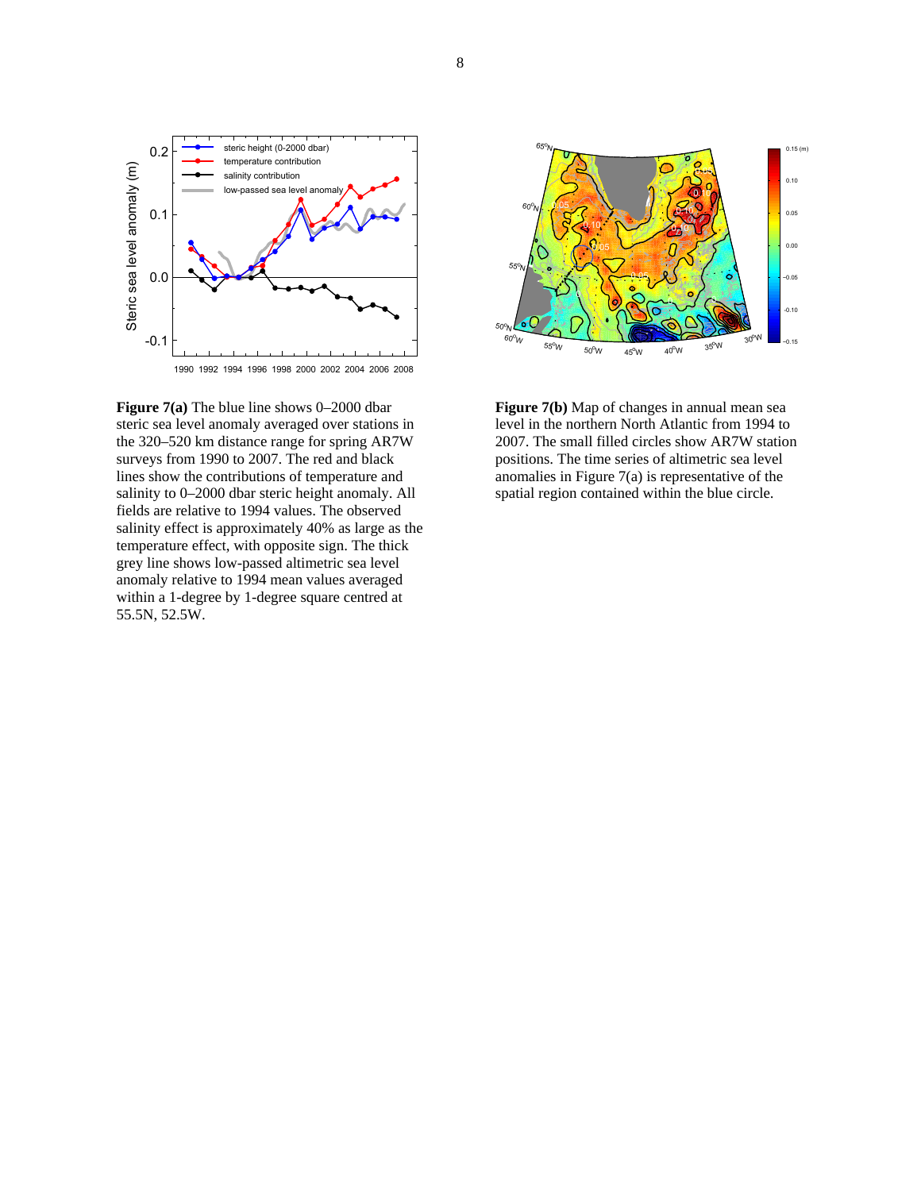Steric sea level anomaly (m)

0.2
0.1
0.0
-0.1

1990 1992 1994 1996 1998 2000 2002 2004 2006 2008

steric height (0-2000 dbar)
temperature contribution
salinity contribution
low-passed sea level anomaly

**Figure 7(a)** The blue line shows 0–2000 dbar steric sea level anomaly averaged over stations in the 320–520 km distance range for spring AR7W surveys from 1990 to 2007. The red and black lines show the contributions of temperature and salinity to 0–2000 dbar steric height anomaly. All fields are relative to 1994 values. The observed salinity effect is approximately 40% as large as the temperature effect, with opposite sign. The thick grey line shows low-passed altimetric sea level anomaly relative to 1994 mean values averaged within a 1-degree by 1-degree square centred at 55.5N, 52.5W.

65°N
60°N
55°N
50°N
60°W
55°W
50°W
45°W
40°W
35°W
30°W

0.15 (m)
0.10
0.05
0.00
-0.05
-0.10
-0.15

**Figure 7(b)** Map of changes in annual mean sea level in the northern North Atlantic from 1994 to 2007. The small filled circles show AR7W station positions. The time series of altimetric sea level anomalies in Figure 7(a) is representative of the spatial region contained within the blue circle.